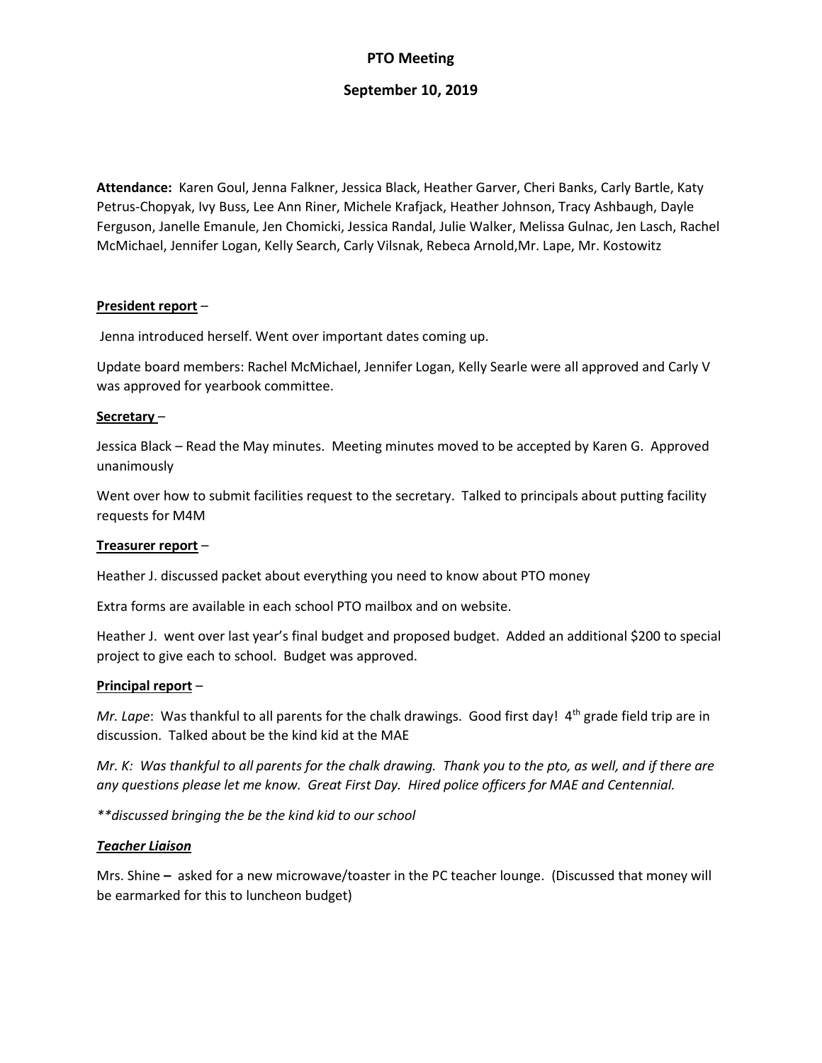# PTO Meeting

## September 10, 2019

**Attendance:** Karen Goul, Jenna Falkner, Jessica Black, Heather Garver, Cheri Banks, Carly Bartle, Katy Petrus-Chopyak, Ivy Buss, Lee Ann Riner, Michele Krafjack, Heather Johnson, Tracy Ashbaugh, Dayle Ferguson, Janelle Emanule, Jen Chomicki, Jessica Randal, Julie Walker, Melissa Gulnac, Jen Lasch, Rachel McMichael, Jennifer Logan, Kelly Search, Carly Vilsnak, Rebeca Arnold,Mr. Lape, Mr. Kostowitz

**President report** –

Jenna introduced herself. Went over important dates coming up.

Update board members: Rachel McMichael, Jennifer Logan, Kelly Searle were all approved and Carly V was approved for yearbook committee.

**Secretary** –

Jessica Black – Read the May minutes. Meeting minutes moved to be accepted by Karen G. Approved unanimously

Went over how to submit facilities request to the secretary. Talked to principals about putting facility requests for M4M

**Treasurer report** –

Heather J. discussed packet about everything you need to know about PTO money

Extra forms are available in each school PTO mailbox and on website.

Heather J. went over last year's final budget and proposed budget. Added an additional $200 to special project to give each to school. Budget was approved.

**Principal report** –

*Mr. Lape*: Was thankful to all parents for the chalk drawings. Good first day! 4th grade field trip are in discussion. Talked about be the kind kid at the MAE

*Mr. K: Was thankful to all parents for the chalk drawing. Thank you to the pto, as well, and if there are any questions please let me know. Great First Day. Hired police officers for MAE and Centennial.*

*\*\*discussed bringing the be the kind kid to our school*

***Teacher Liaison***

Mrs. Shine **–** asked for a new microwave/toaster in the PC teacher lounge. (Discussed that money will be earmarked for this to luncheon budget)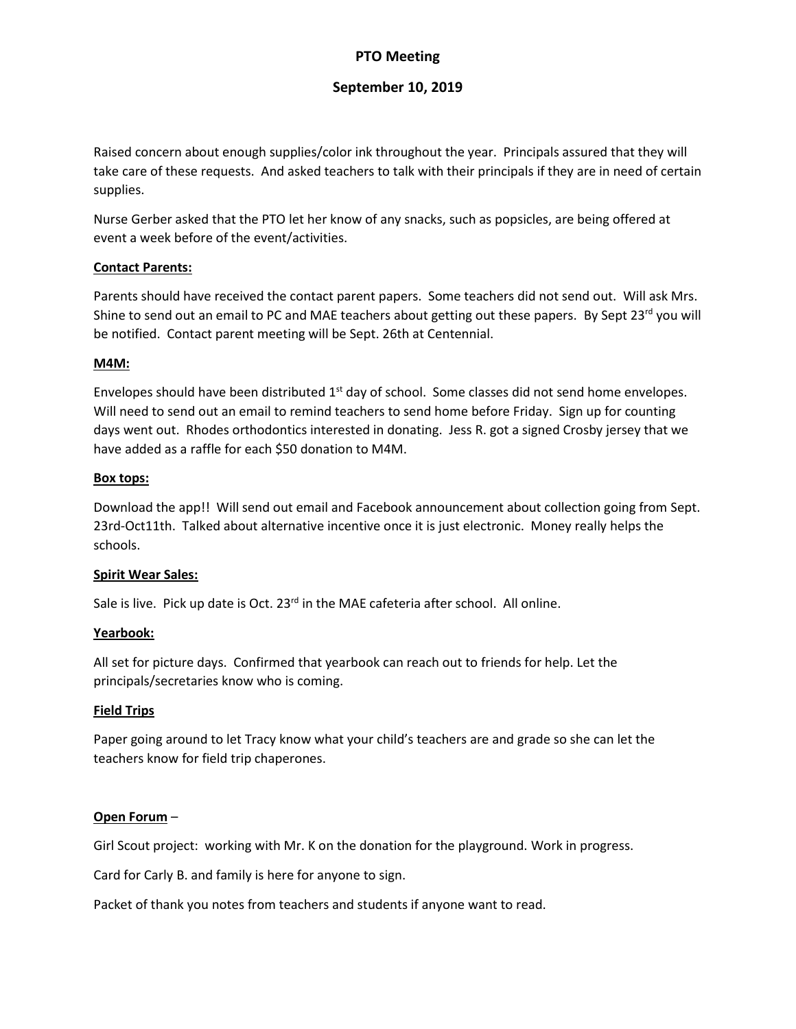# PTO Meeting

## September 10, 2019

Raised concern about enough supplies/color ink throughout the year. Principals assured that they will take care of these requests. And asked teachers to talk with their principals if they are in need of certain supplies.

Nurse Gerber asked that the PTO let her know of any snacks, such as popsicles, are being offered at event a week before of the event/activities.

**Contact Parents:**

Parents should have received the contact parent papers. Some teachers did not send out. Will ask Mrs. Shine to send out an email to PC and MAE teachers about getting out these papers. By Sept 23rd you will be notified. Contact parent meeting will be Sept. 26th at Centennial.

**M4M:**

Envelopes should have been distributed 1st day of school. Some classes did not send home envelopes. Will need to send out an email to remind teachers to send home before Friday. Sign up for counting days went out. Rhodes orthodontics interested in donating. Jess R. got a signed Crosby jersey that we have added as a raffle for each $50 donation to M4M.

**Box tops:**

Download the app!! Will send out email and Facebook announcement about collection going from Sept. 23rd-Oct11th. Talked about alternative incentive once it is just electronic. Money really helps the schools.

**Spirit Wear Sales:**

Sale is live. Pick up date is Oct. 23rd in the MAE cafeteria after school. All online.

**Yearbook:**

All set for picture days. Confirmed that yearbook can reach out to friends for help. Let the principals/secretaries know who is coming.

**Field Trips**

Paper going around to let Tracy know what your child's teachers are and grade so she can let the teachers know for field trip chaperones.

**Open Forum** –

Girl Scout project: working with Mr. K on the donation for the playground. Work in progress.

Card for Carly B. and family is here for anyone to sign.

Packet of thank you notes from teachers and students if anyone want to read.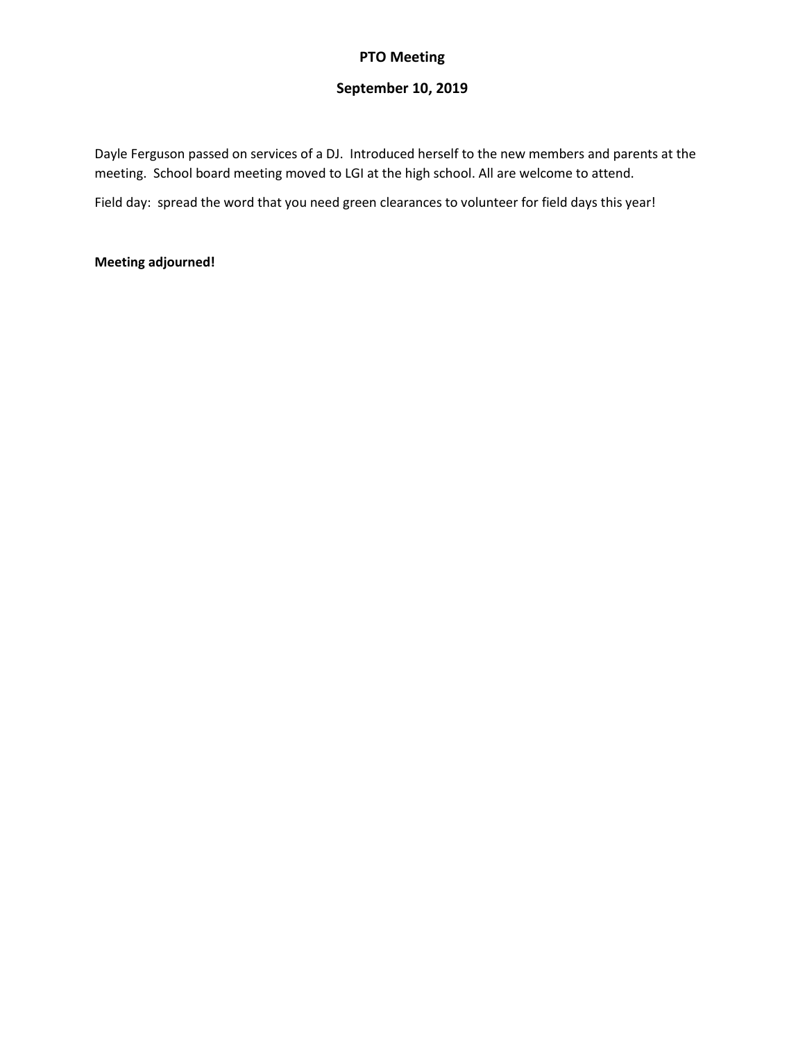# PTO Meeting

## September 10, 2019

Dayle Ferguson passed on services of a DJ. Introduced herself to the new members and parents at the meeting. School board meeting moved to LGI at the high school. All are welcome to attend.

Field day: spread the word that you need green clearances to volunteer for field days this year!

**Meeting adjourned!**